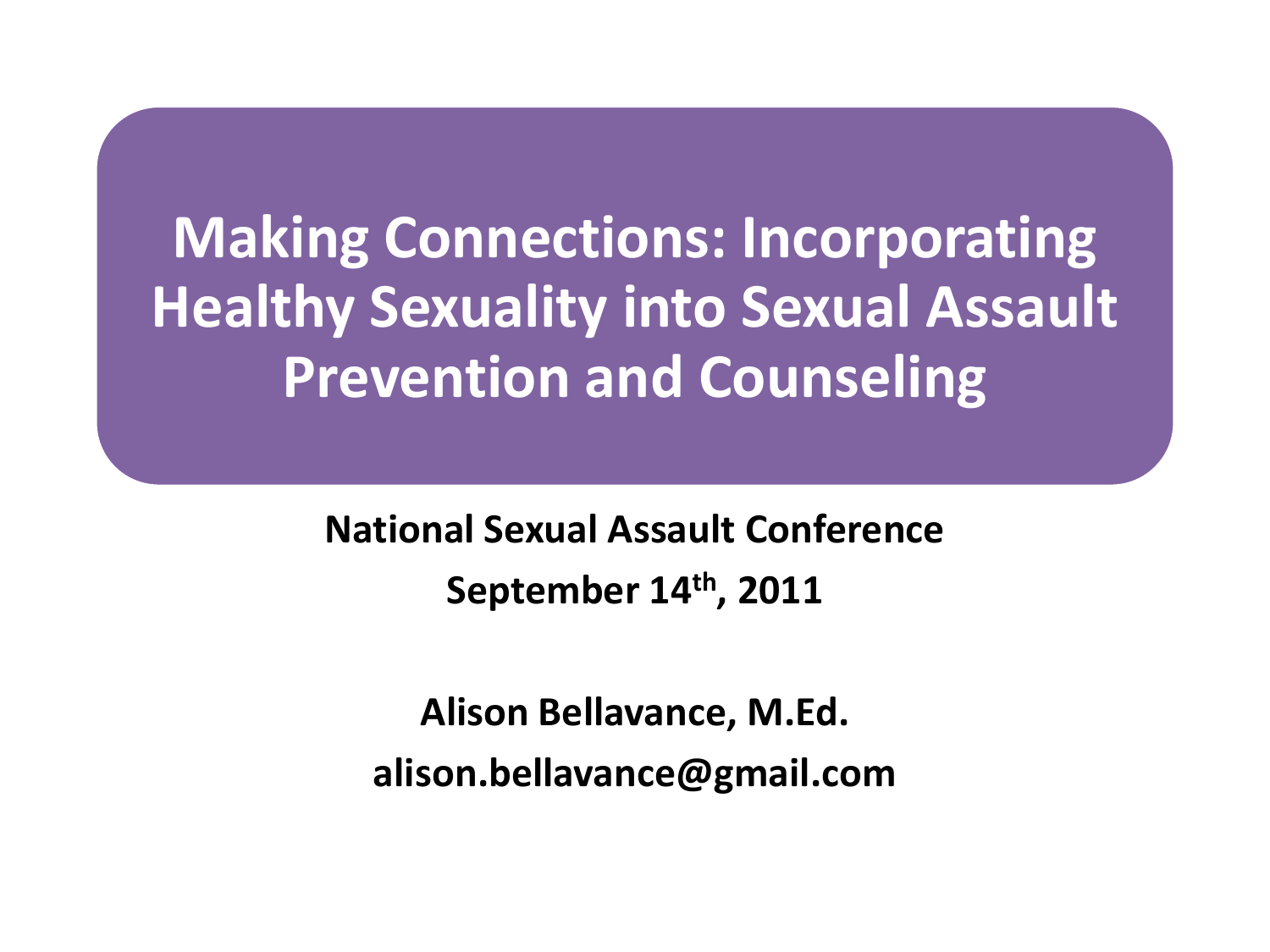# Making Connections: Incorporating Healthy Sexuality into Sexual Assault Prevention and Counseling

**National Sexual Assault Conference**

**September 14th, 2011**

**Alison Bellavance, M.Ed.**

**alison.bellavance@gmail.com**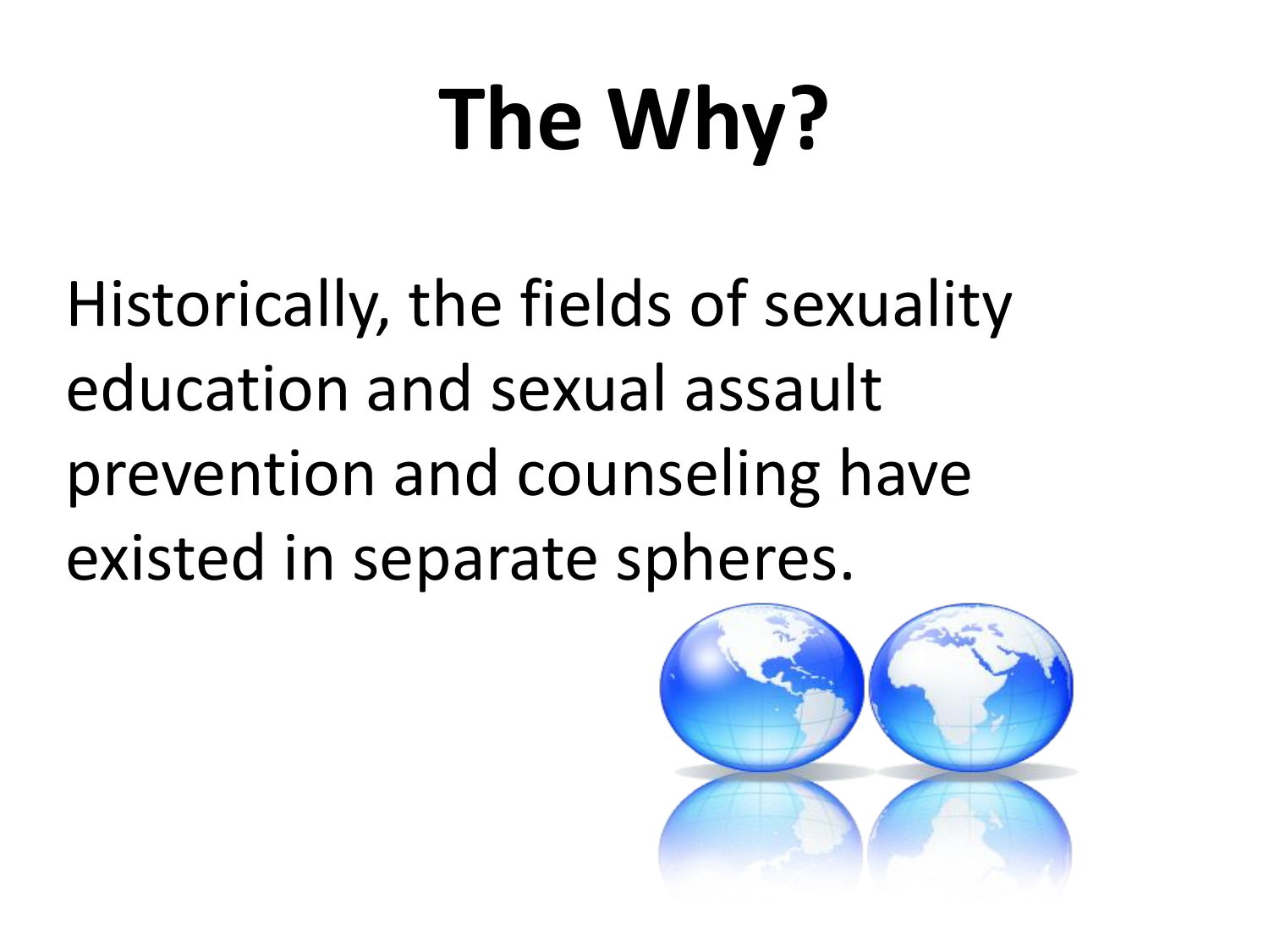# The Why?

Historically, the fields of sexuality education and sexual assault prevention and counseling have existed in separate spheres.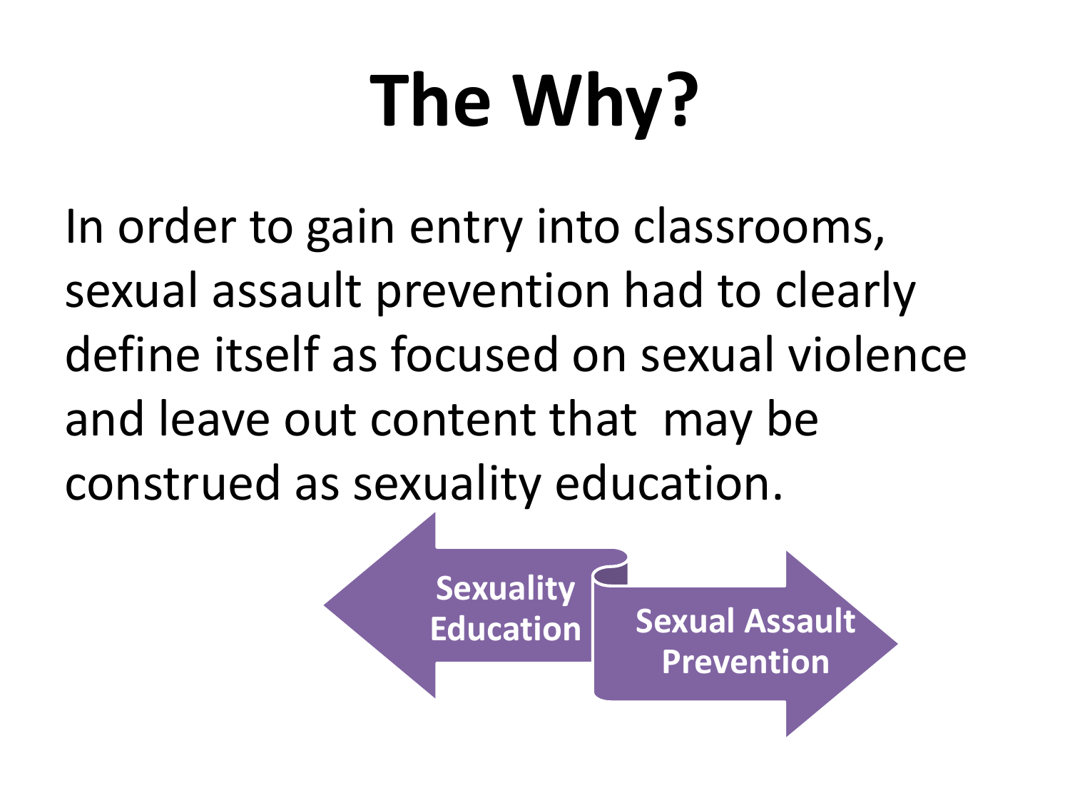# The Why?

In order to gain entry into classrooms, sexual assault prevention had to clearly define itself as focused on sexual violence and leave out content that may be construed as sexuality education.

Sexuality Education

Sexual Assault Prevention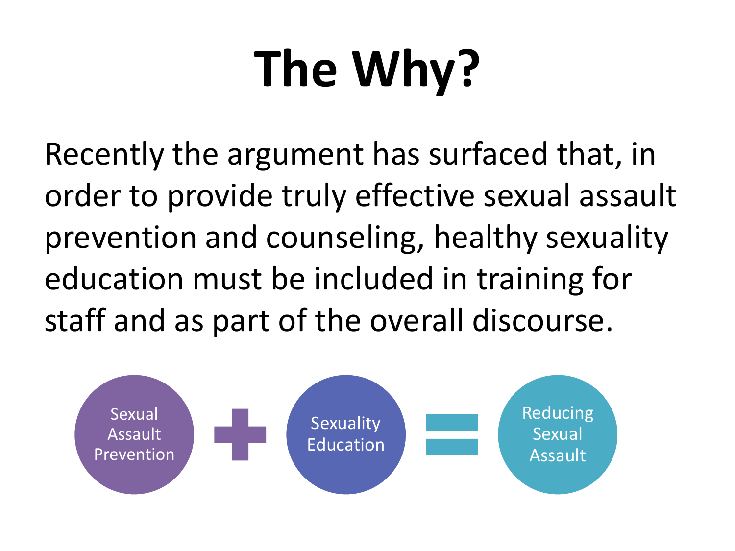# The Why?

Recently the argument has surfaced that, in order to provide truly effective sexual assault prevention and counseling, healthy sexuality education must be included in training for staff and as part of the overall discourse.

Sexual Assault Prevention + Sexuality Education = Reducing Sexual Assault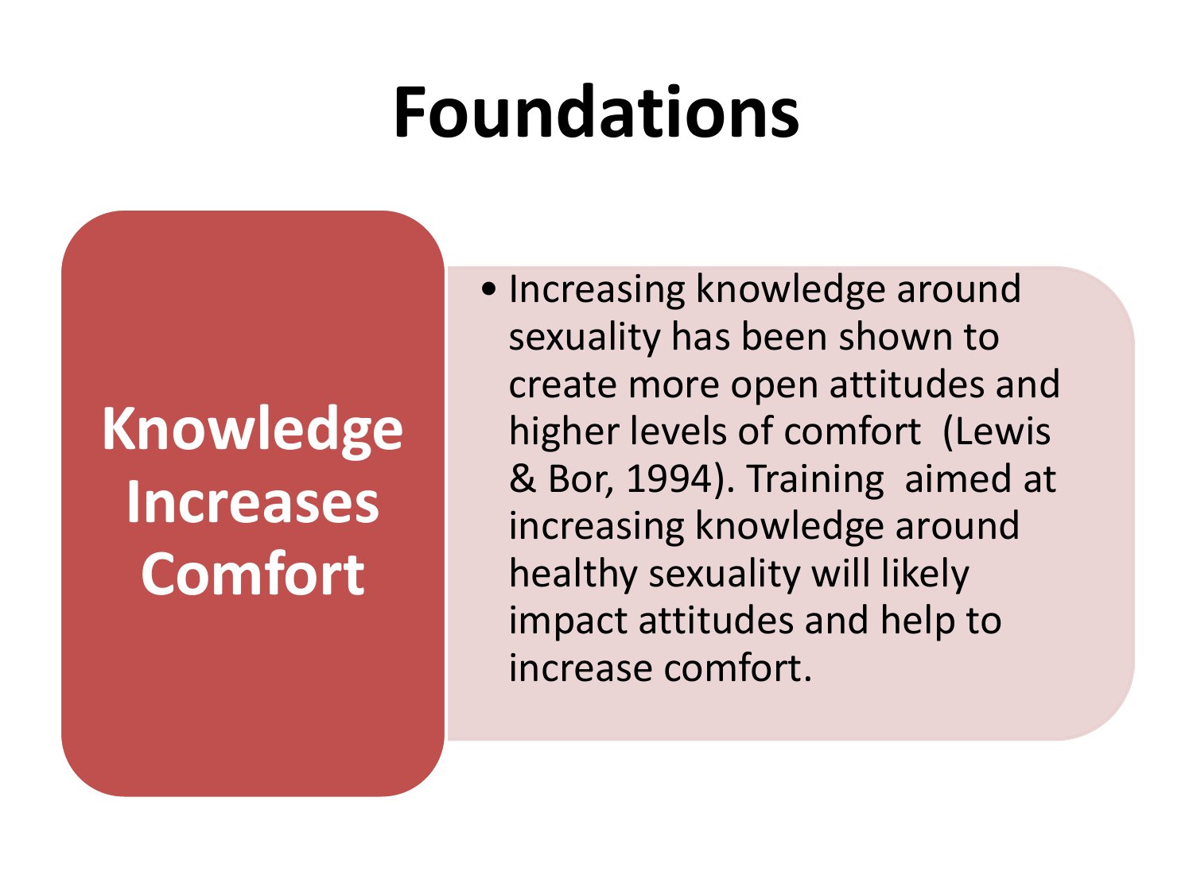# Foundations

## Knowledge Increases Comfort

- Increasing knowledge around sexuality has been shown to create more open attitudes and higher levels of comfort (Lewis & Bor, 1994). Training aimed at increasing knowledge around healthy sexuality will likely impact attitudes and help to increase comfort.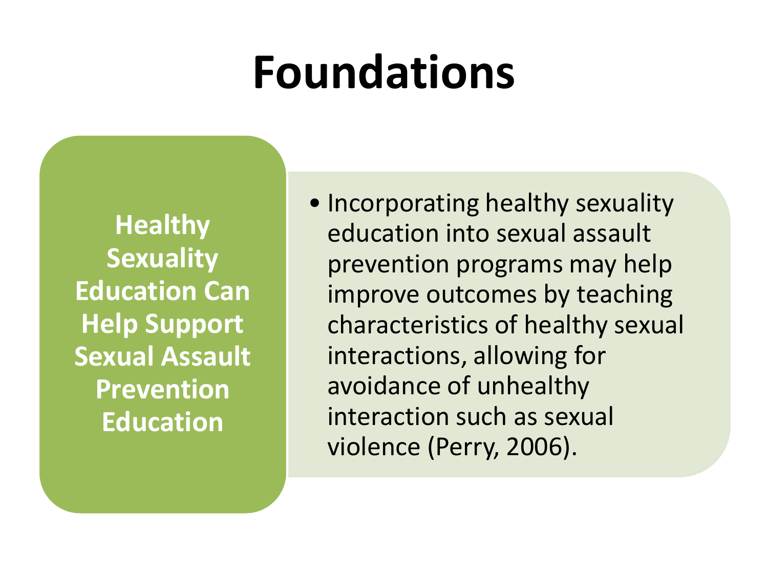# Foundations

**Healthy Sexuality Education Can Help Support Sexual Assault Prevention Education**

- Incorporating healthy sexuality education into sexual assault prevention programs may help improve outcomes by teaching characteristics of healthy sexual interactions, allowing for avoidance of unhealthy interaction such as sexual violence (Perry, 2006).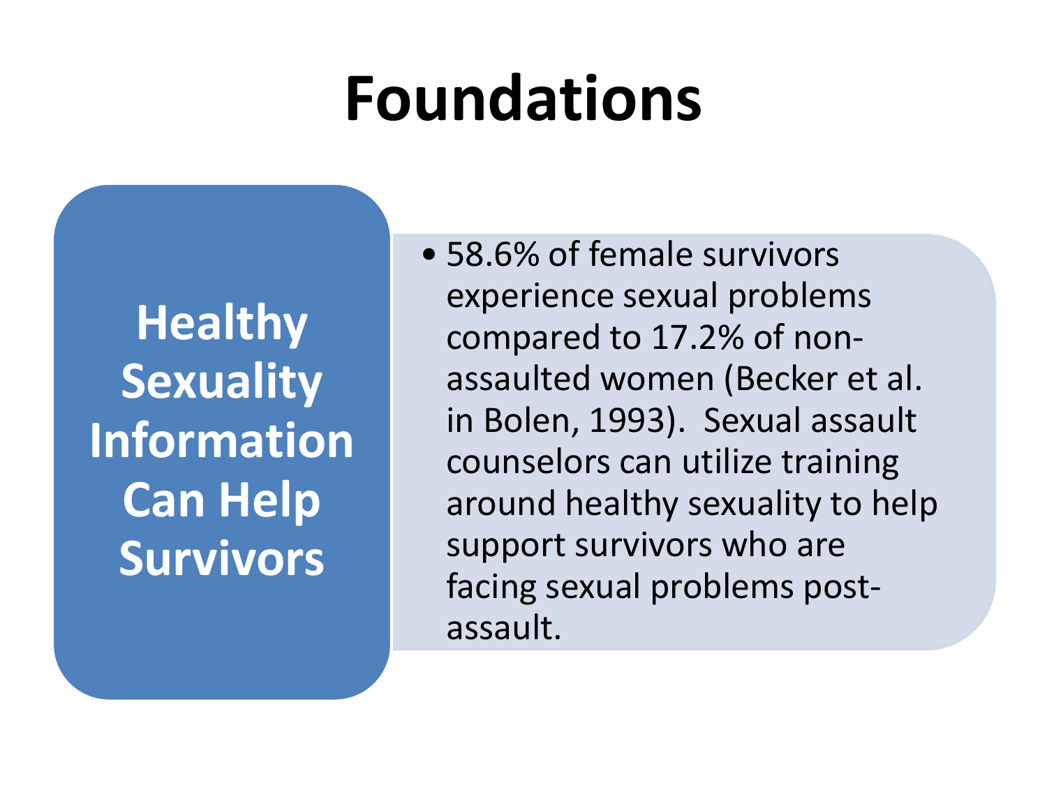# Foundations

**Healthy Sexuality Information Can Help Survivors**

- 58.6% of female survivors experience sexual problems compared to 17.2% of non-assaulted women (Becker et al. in Bolen, 1993). Sexual assault counselors can utilize training around healthy sexuality to help support survivors who are facing sexual problems post-assault.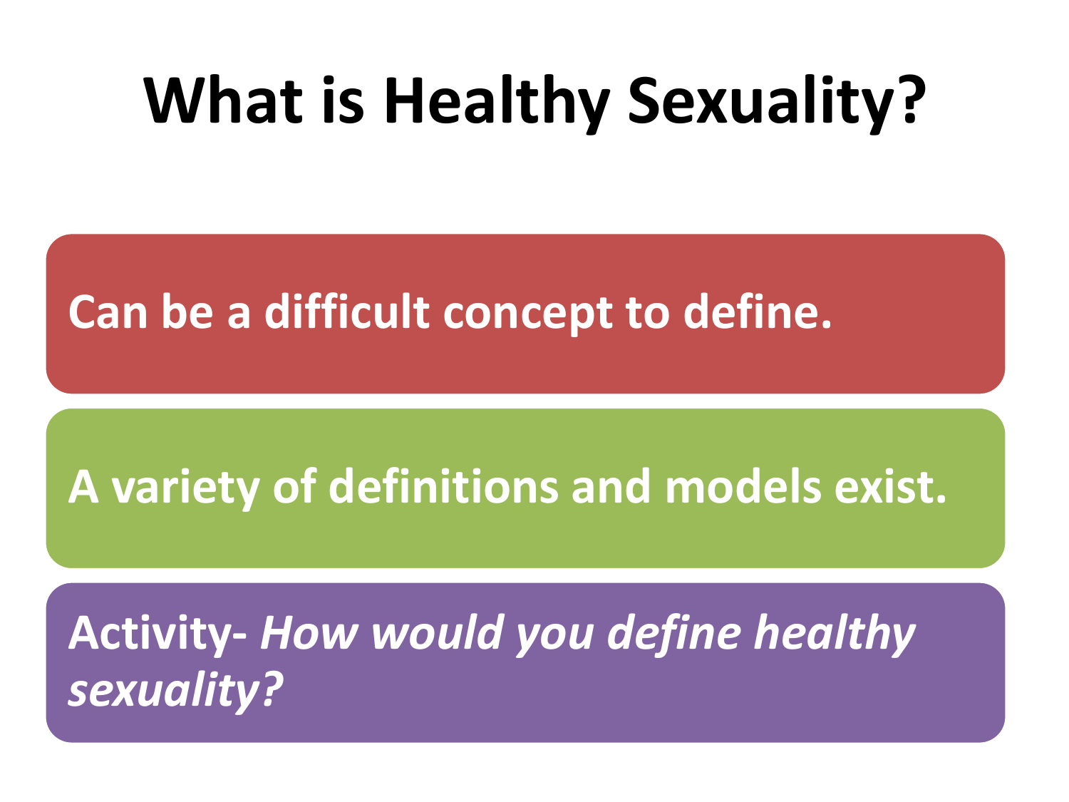# What is Healthy Sexuality?

**Can be a difficult concept to define.**

**A variety of definitions and models exist.**

**Activity-** ***How would you define healthy sexuality?***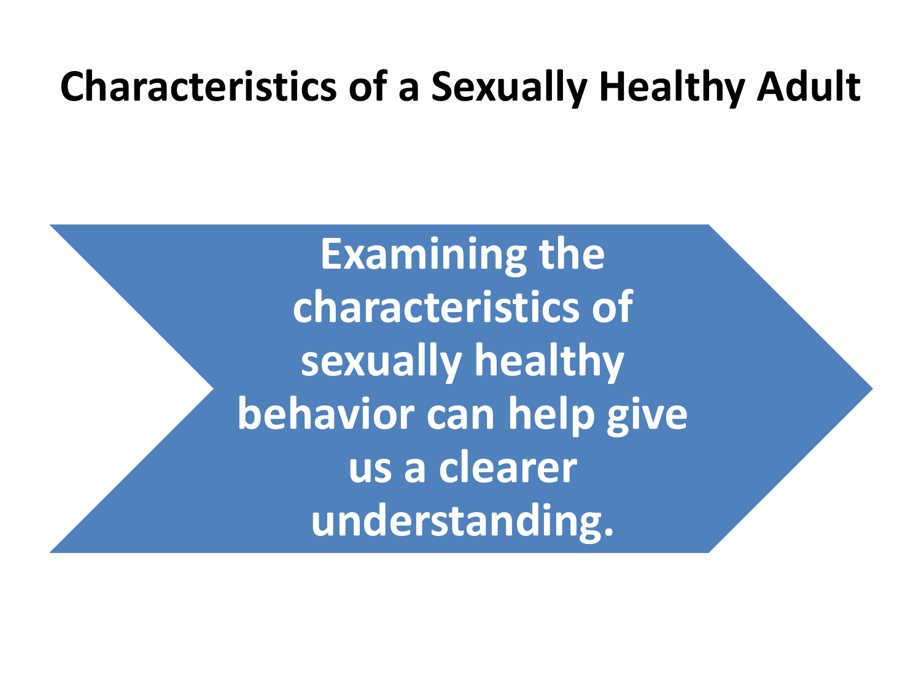# Characteristics of a Sexually Healthy Adult

**Examining the characteristics of sexually healthy behavior can help give us a clearer understanding.**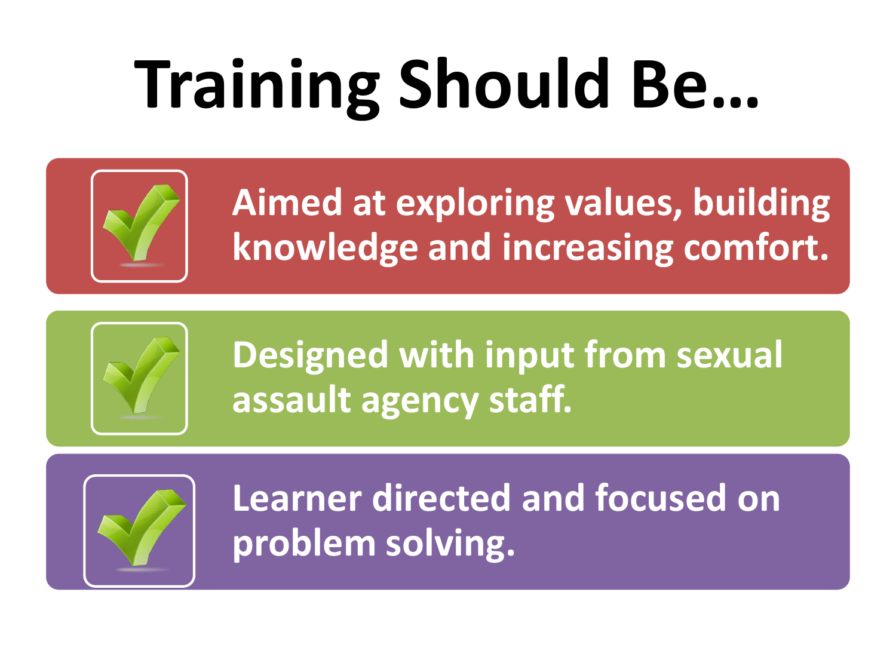# Training Should Be…

- Aimed at exploring values, building knowledge and increasing comfort.
- Designed with input from sexual assault agency staff.
- Learner directed and focused on problem solving.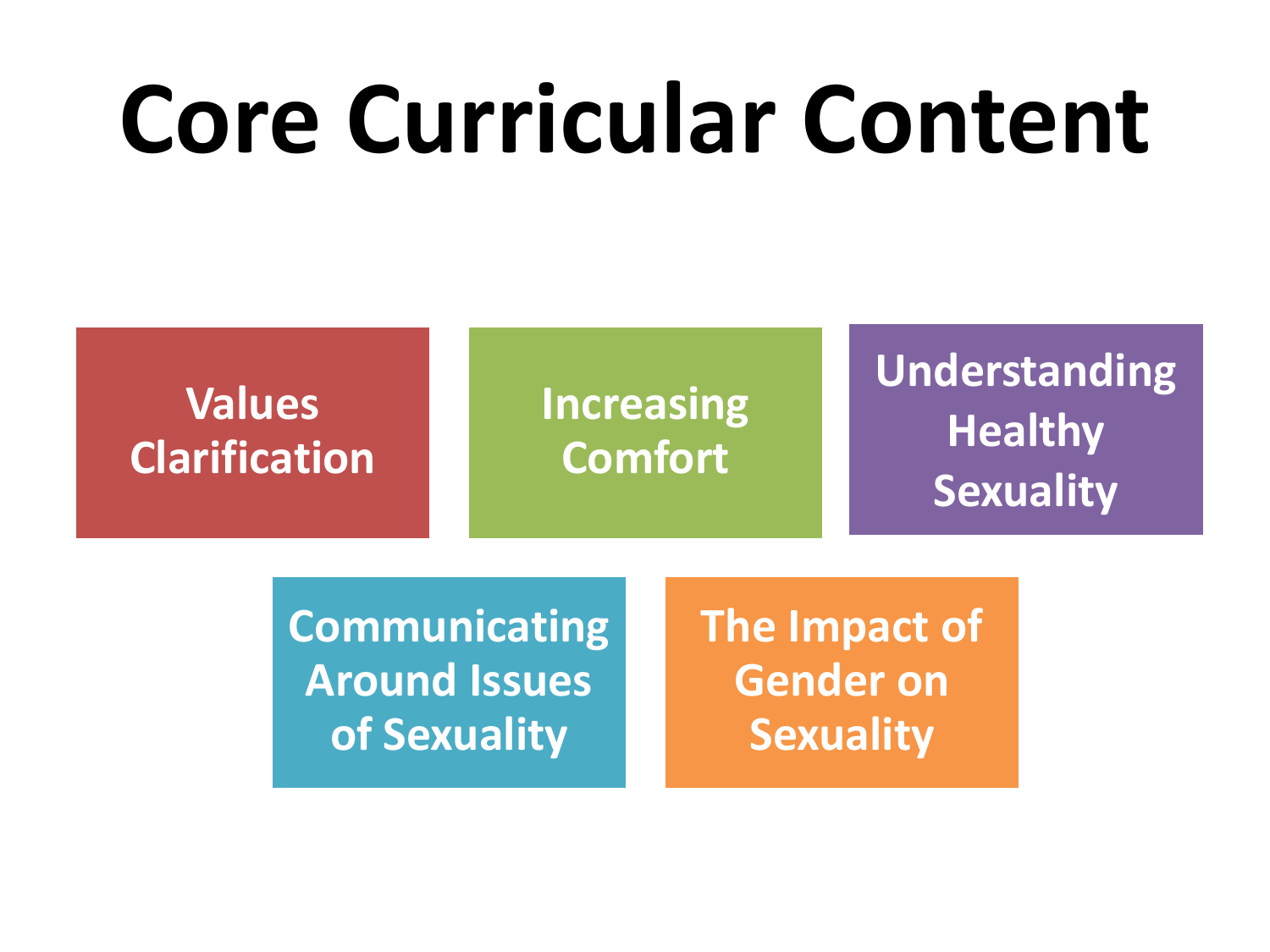# Core Curricular Content

- Values Clarification
- Increasing Comfort
- Understanding Healthy Sexuality
- Communicating Around Issues of Sexuality
- The Impact of Gender on Sexuality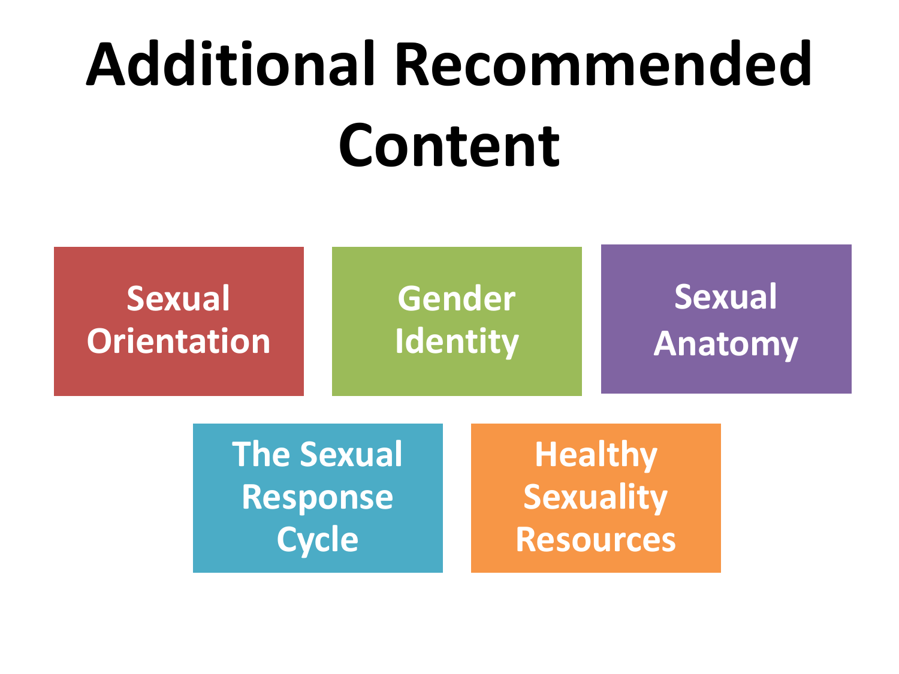# Additional Recommended Content

- Sexual Orientation
- Gender Identity
- Sexual Anatomy
- The Sexual Response Cycle
- Healthy Sexuality Resources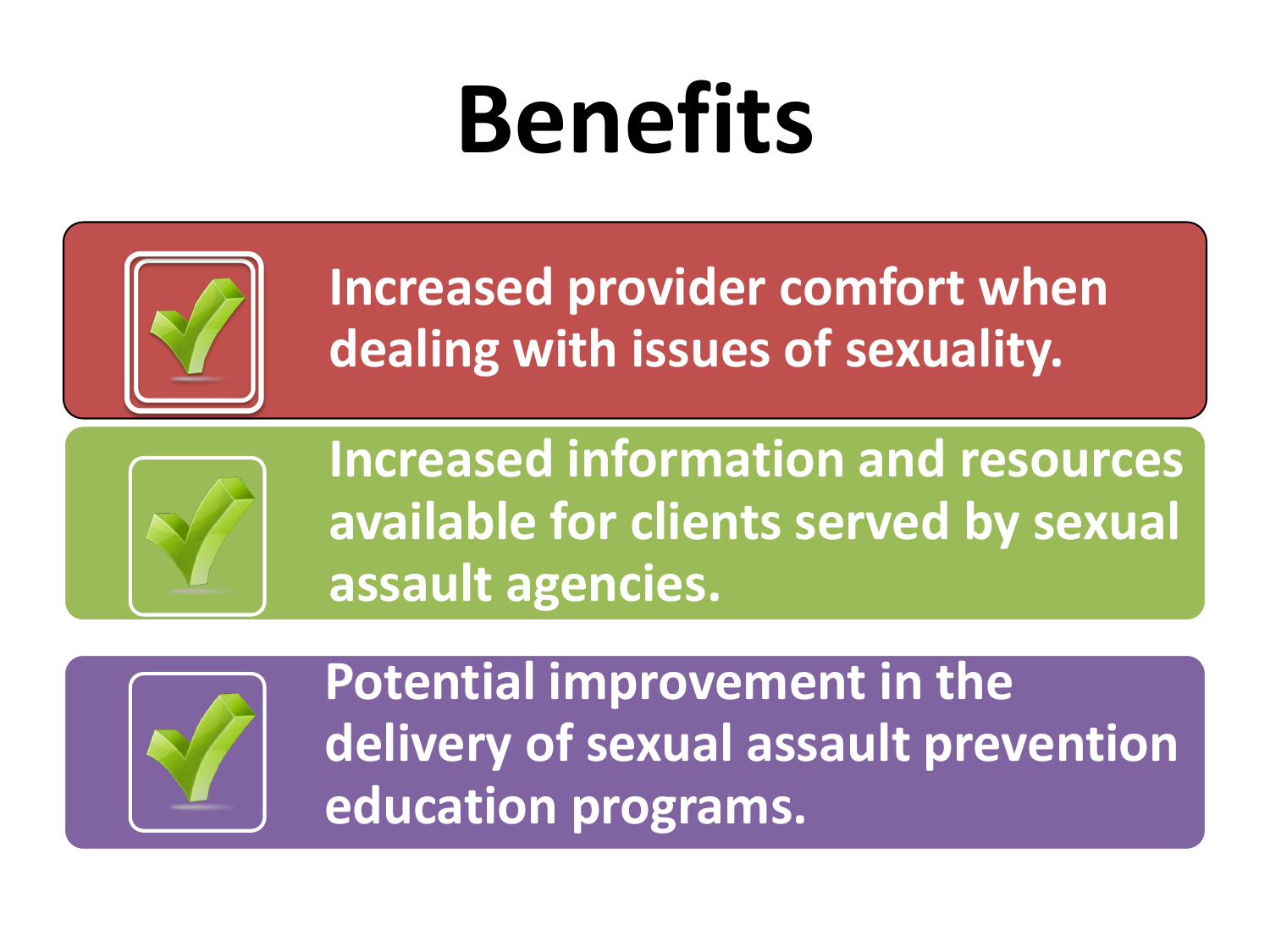# Benefits

- Increased provider comfort when dealing with issues of sexuality.
- Increased information and resources available for clients served by sexual assault agencies.
- Potential improvement in the delivery of sexual assault prevention education programs.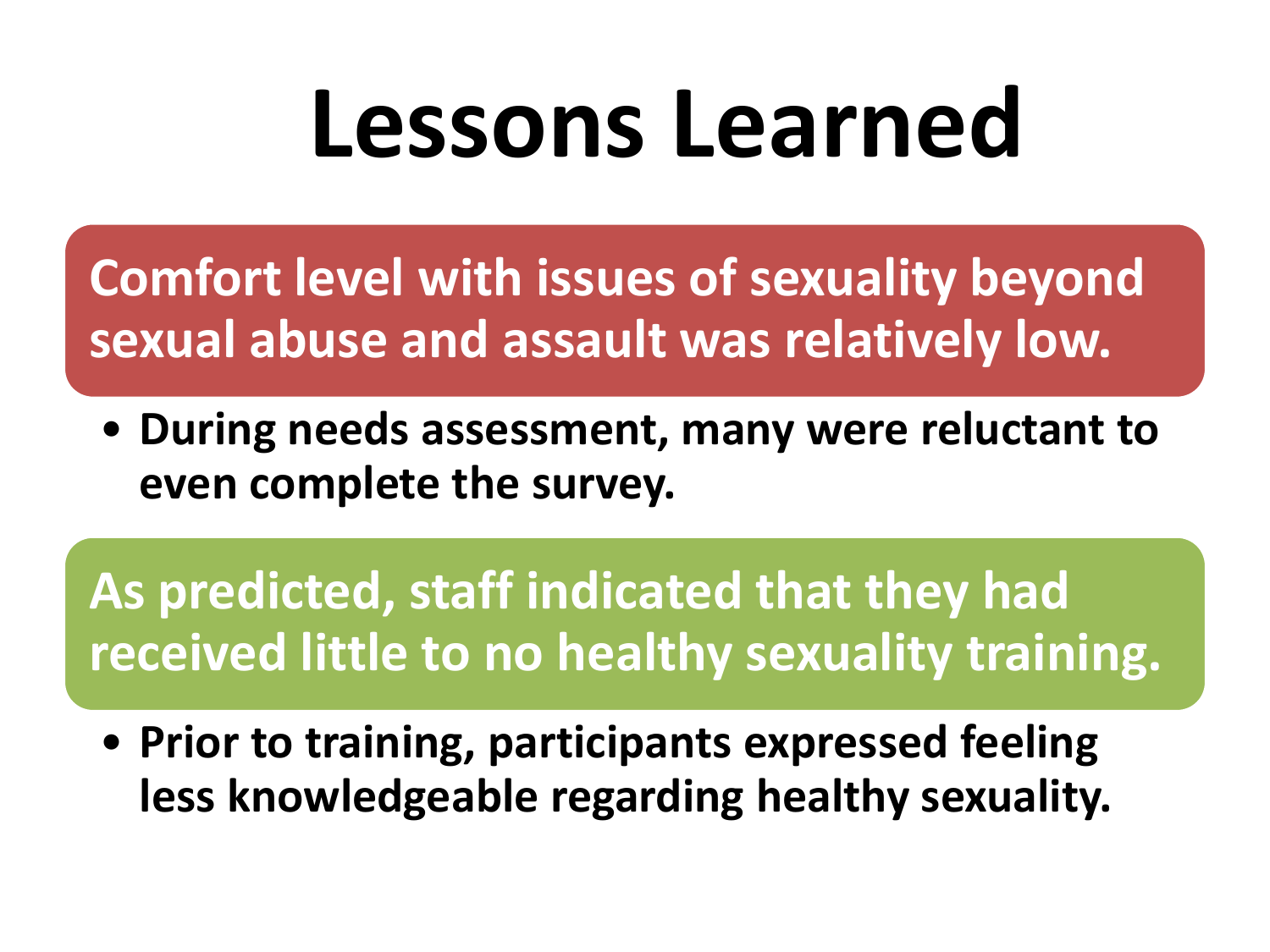# Lessons Learned

**Comfort level with issues of sexuality beyond sexual abuse and assault was relatively low.**

- **During needs assessment, many were reluctant to even complete the survey.**

**As predicted, staff indicated that they had received little to no healthy sexuality training.**

- **Prior to training, participants expressed feeling less knowledgeable regarding healthy sexuality.**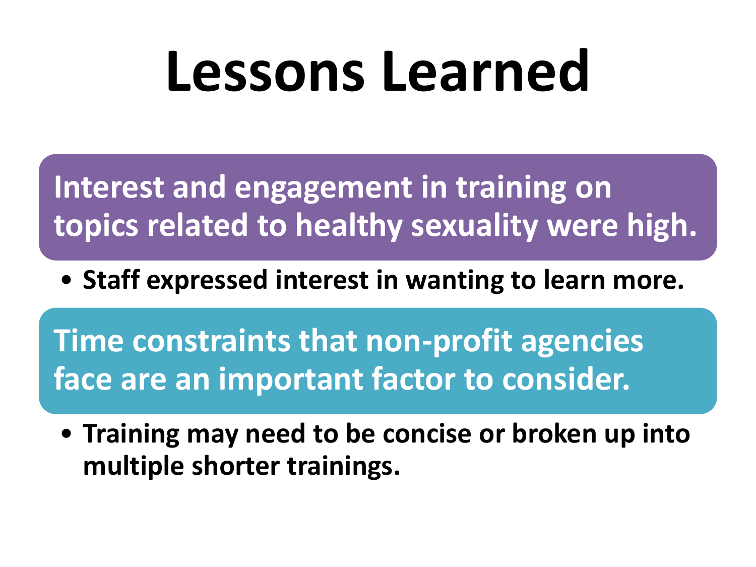# Lessons Learned

**Interest and engagement in training on topics related to healthy sexuality were high.**

- **Staff expressed interest in wanting to learn more.**

**Time constraints that non-profit agencies face are an important factor to consider.**

- **Training may need to be concise or broken up into multiple shorter trainings.**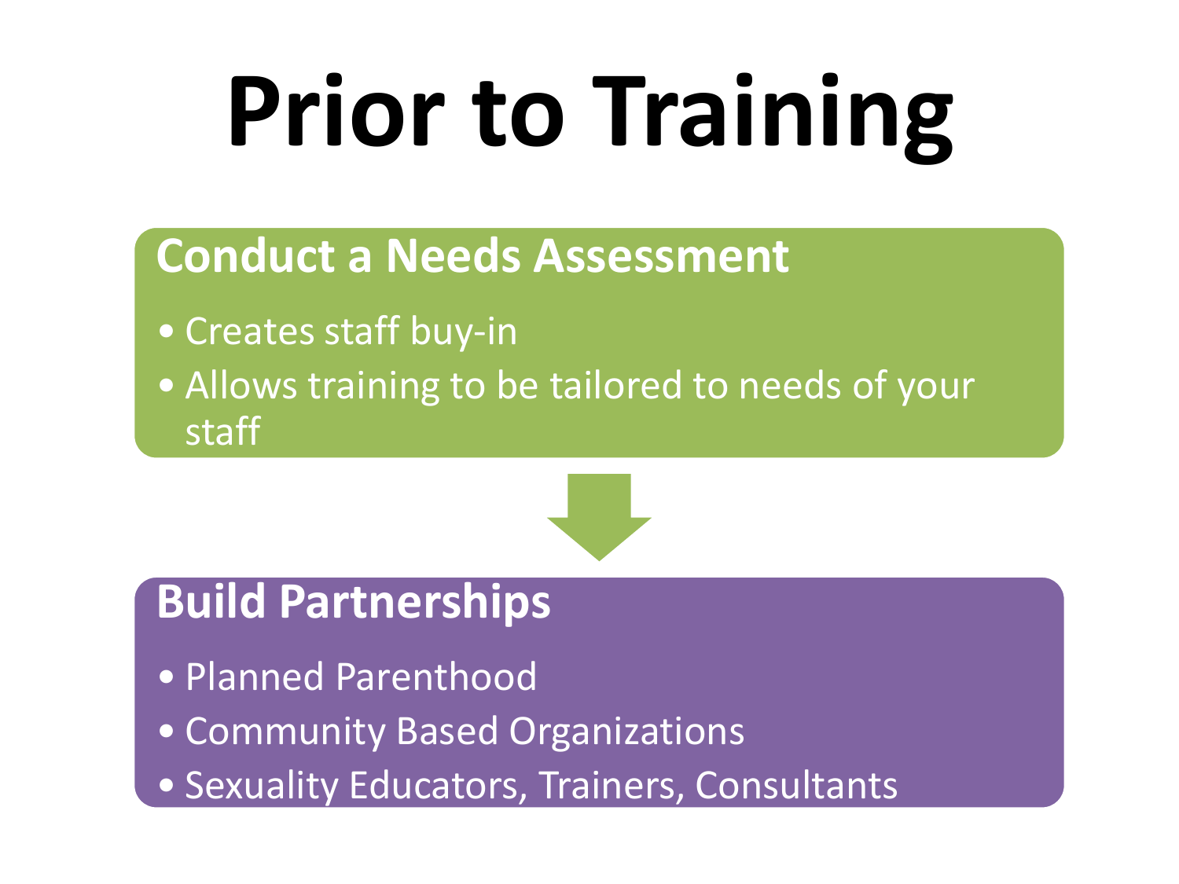# Prior to Training

## Conduct a Needs Assessment

- Creates staff buy-in
- Allows training to be tailored to needs of your staff

## Build Partnerships

- Planned Parenthood
- Community Based Organizations
- Sexuality Educators, Trainers, Consultants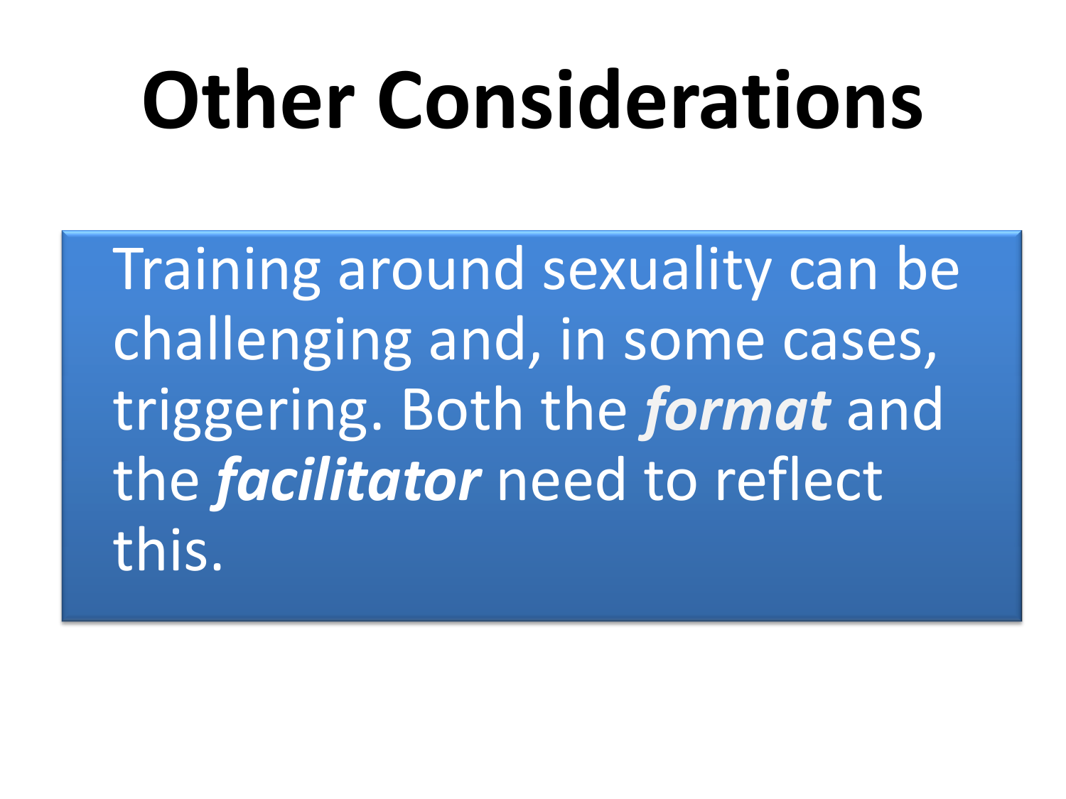# Other Considerations

Training around sexuality can be challenging and, in some cases, triggering. Both the ***format*** and the ***facilitator*** need to reflect this.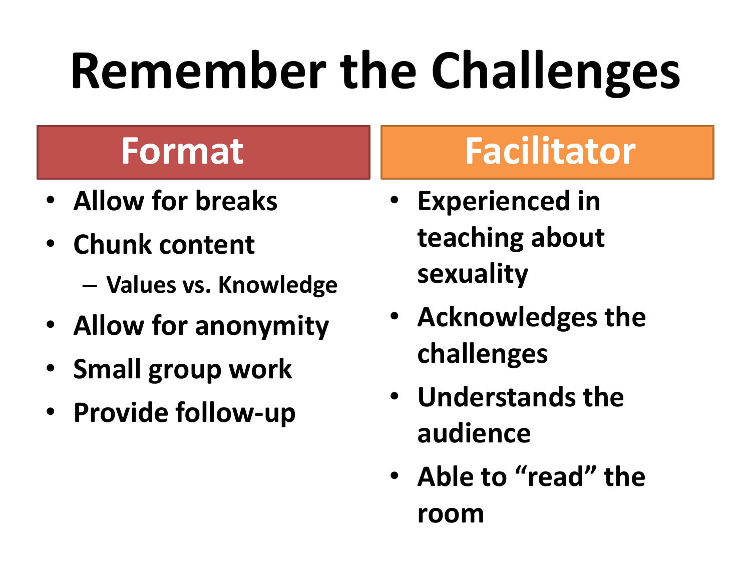# Remember the Challenges

## Format

- Allow for breaks
- Chunk content
  - Values vs. Knowledge
- Allow for anonymity
- Small group work
- Provide follow-up

## Facilitator

- Experienced in teaching about sexuality
- Acknowledges the challenges
- Understands the audience
- Able to “read” the room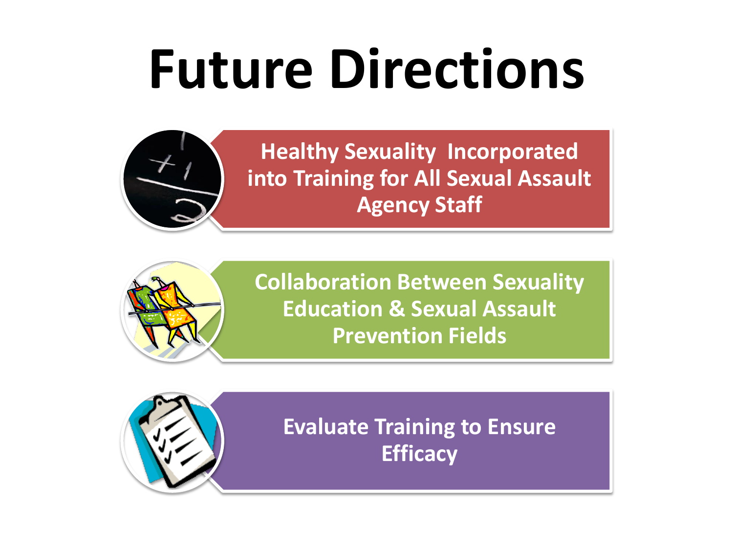# Future Directions

- Healthy Sexuality Incorporated into Training for All Sexual Assault Agency Staff
- Collaboration Between Sexuality Education & Sexual Assault Prevention Fields
- Evaluate Training to Ensure Efficacy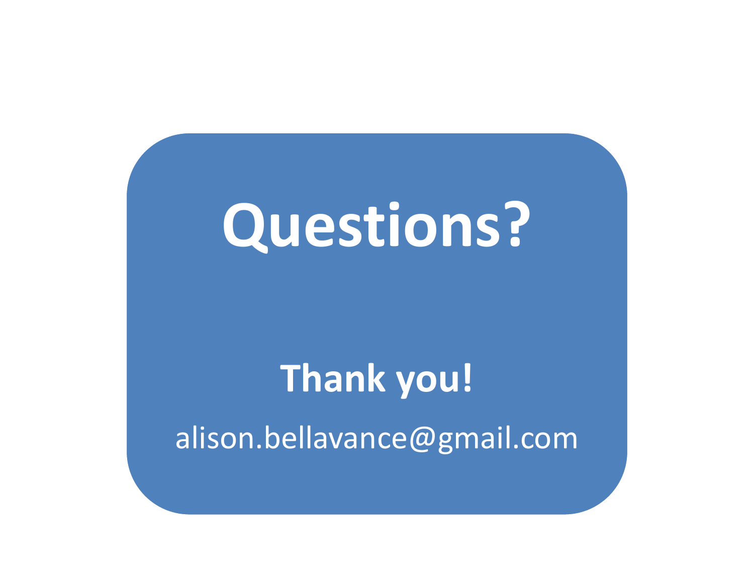# Questions?

**Thank you!**

alison.bellavance@gmail.com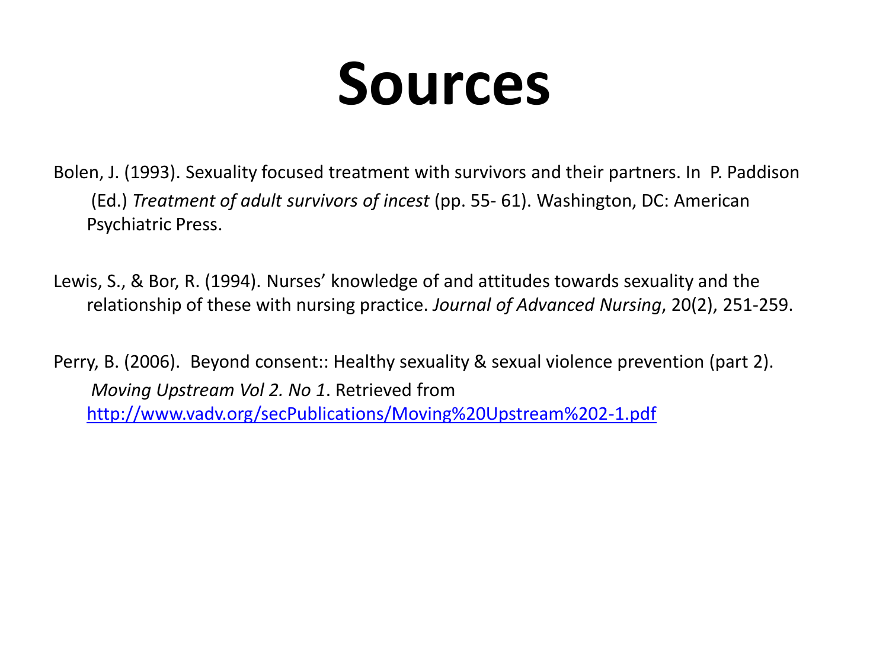# Sources

Bolen, J. (1993). Sexuality focused treatment with survivors and their partners. In P. Paddison (Ed.) *Treatment of adult survivors of incest* (pp. 55- 61). Washington, DC: American Psychiatric Press.

Lewis, S., & Bor, R. (1994). Nurses' knowledge of and attitudes towards sexuality and the relationship of these with nursing practice. *Journal of Advanced Nursing*, 20(2), 251-259.

Perry, B. (2006). Beyond consent:: Healthy sexuality & sexual violence prevention (part 2). *Moving Upstream Vol 2. No 1*. Retrieved from http://www.vadv.org/secPublications/Moving%20Upstream%202-1.pdf